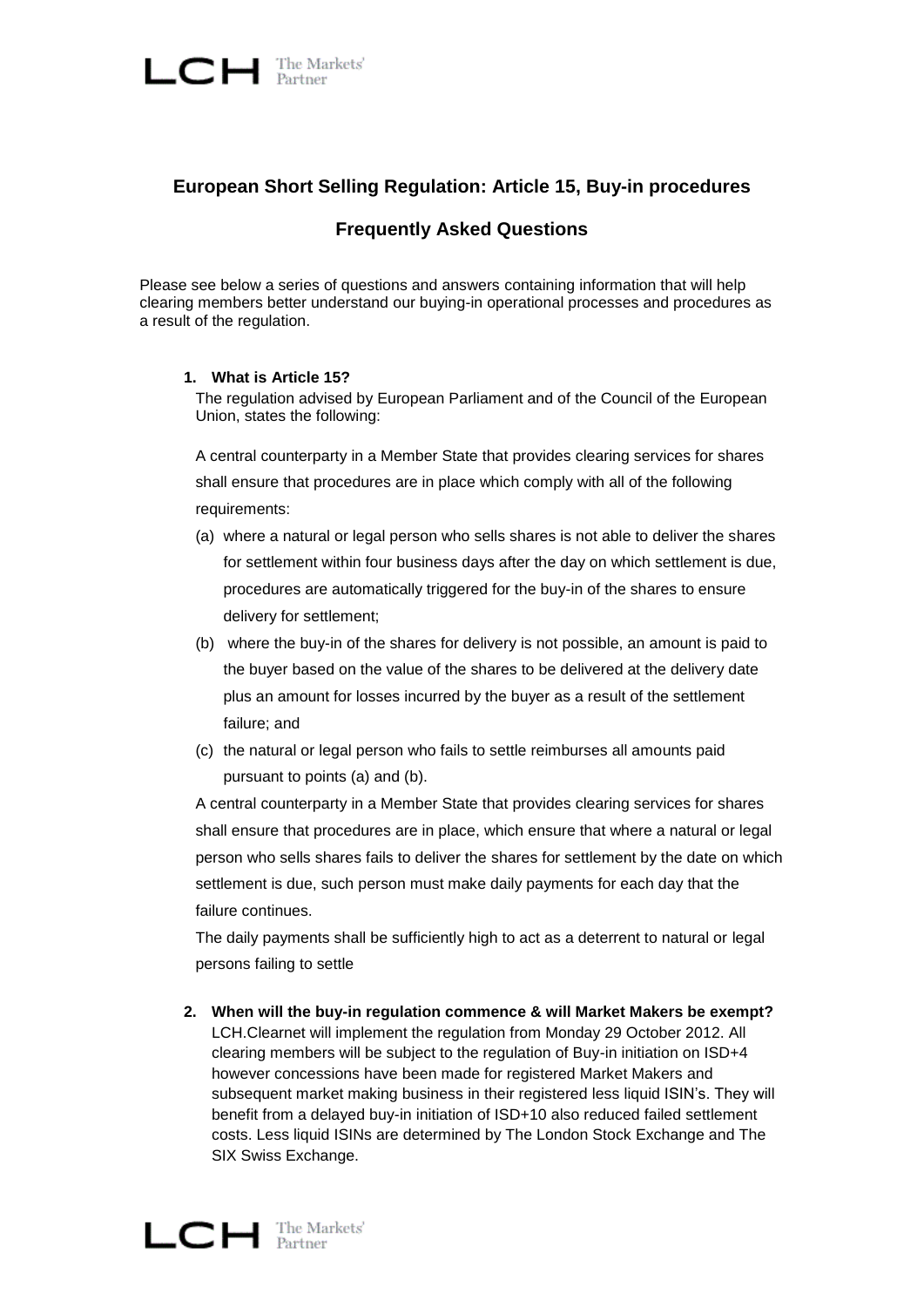## European Short Selling Regulation: Article 15, Buy-in procedures

## Frequently Asked Questions

Please see below a series of questions and answers containing information that will help clearing members better understand our buying-in operational processes and procedures as a result of the regulation.

1. **What is Article 15?**

   The regulation advised by European Parliament and of the Council of the European Union, states the following:

   A central counterparty in a Member State that provides clearing services for shares shall ensure that procedures are in place which comply with all of the following requirements:

   (a) where a natural or legal person who sells shares is not able to deliver the shares for settlement within four business days after the day on which settlement is due, procedures are automatically triggered for the buy-in of the shares to ensure delivery for settlement;

   (b) where the buy-in of the shares for delivery is not possible, an amount is paid to the buyer based on the value of the shares to be delivered at the delivery date plus an amount for losses incurred by the buyer as a result of the settlement failure; and

   (c) the natural or legal person who fails to settle reimburses all amounts paid pursuant to points (a) and (b).

   A central counterparty in a Member State that provides clearing services for shares shall ensure that procedures are in place, which ensure that where a natural or legal person who sells shares fails to deliver the shares for settlement by the date on which settlement is due, such person must make daily payments for each day that the failure continues.

   The daily payments shall be sufficiently high to act as a deterrent to natural or legal persons failing to settle

2. **When will the buy-in regulation commence & will Market Makers be exempt?**

   LCH.Clearnet will implement the regulation from Monday 29 October 2012. All clearing members will be subject to the regulation of Buy-in initiation on ISD+4 however concessions have been made for registered Market Makers and subsequent market making business in their registered less liquid ISIN's. They will benefit from a delayed buy-in initiation of ISD+10 also reduced failed settlement costs. Less liquid ISINs are determined by The London Stock Exchange and The SIX Swiss Exchange.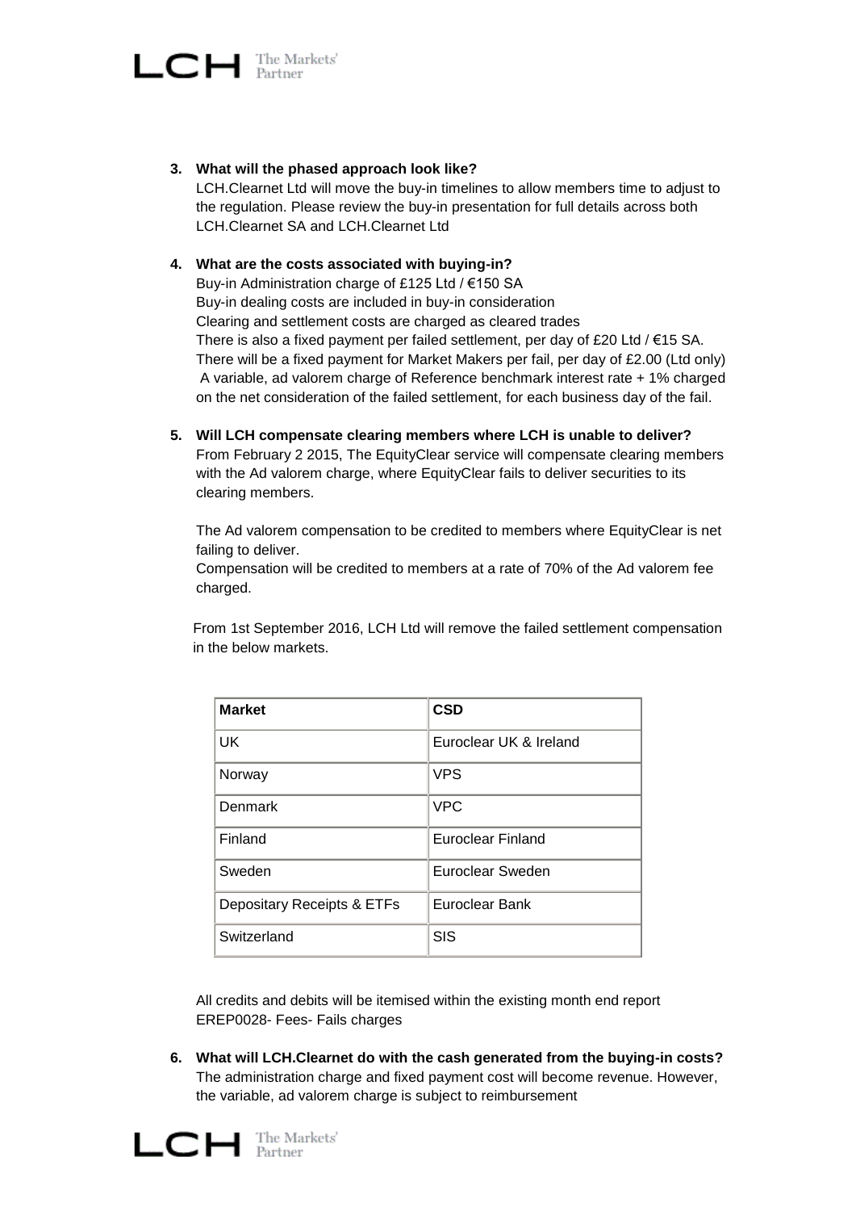3. **What will the phased approach look like?**
   LCH.Clearnet Ltd will move the buy-in timelines to allow members time to adjust to the regulation. Please review the buy-in presentation for full details across both LCH.Clearnet SA and LCH.Clearnet Ltd

4. **What are the costs associated with buying-in?**
   Buy-in Administration charge of £125 Ltd / €150 SA
   Buy-in dealing costs are included in buy-in consideration
   Clearing and settlement costs are charged as cleared trades
   There is also a fixed payment per failed settlement, per day of £20 Ltd / €15 SA.
   There will be a fixed payment for Market Makers per fail, per day of £2.00 (Ltd only)
   A variable, ad valorem charge of Reference benchmark interest rate + 1% charged on the net consideration of the failed settlement, for each business day of the fail.

5. **Will LCH compensate clearing members where LCH is unable to deliver?**
   From February 2 2015, The EquityClear service will compensate clearing members with the Ad valorem charge, where EquityClear fails to deliver securities to its clearing members.

   The Ad valorem compensation to be credited to members where EquityClear is net failing to deliver.
   Compensation will be credited to members at a rate of 70% of the Ad valorem fee charged.

   From 1st September 2016, LCH Ltd will remove the failed settlement compensation in the below markets.

   | Market | CSD |
   | --- | --- |
   | UK | Euroclear UK & Ireland |
   | Norway | VPS |
   | Denmark | VPC |
   | Finland | Euroclear Finland |
   | Sweden | Euroclear Sweden |
   | Depositary Receipts & ETFs | Euroclear Bank |
   | Switzerland | SIS |

   All credits and debits will be itemised within the existing month end report EREP0028- Fees- Fails charges

6. **What will LCH.Clearnet do with the cash generated from the buying-in costs?**
   The administration charge and fixed payment cost will become revenue. However, the variable, ad valorem charge is subject to reimbursement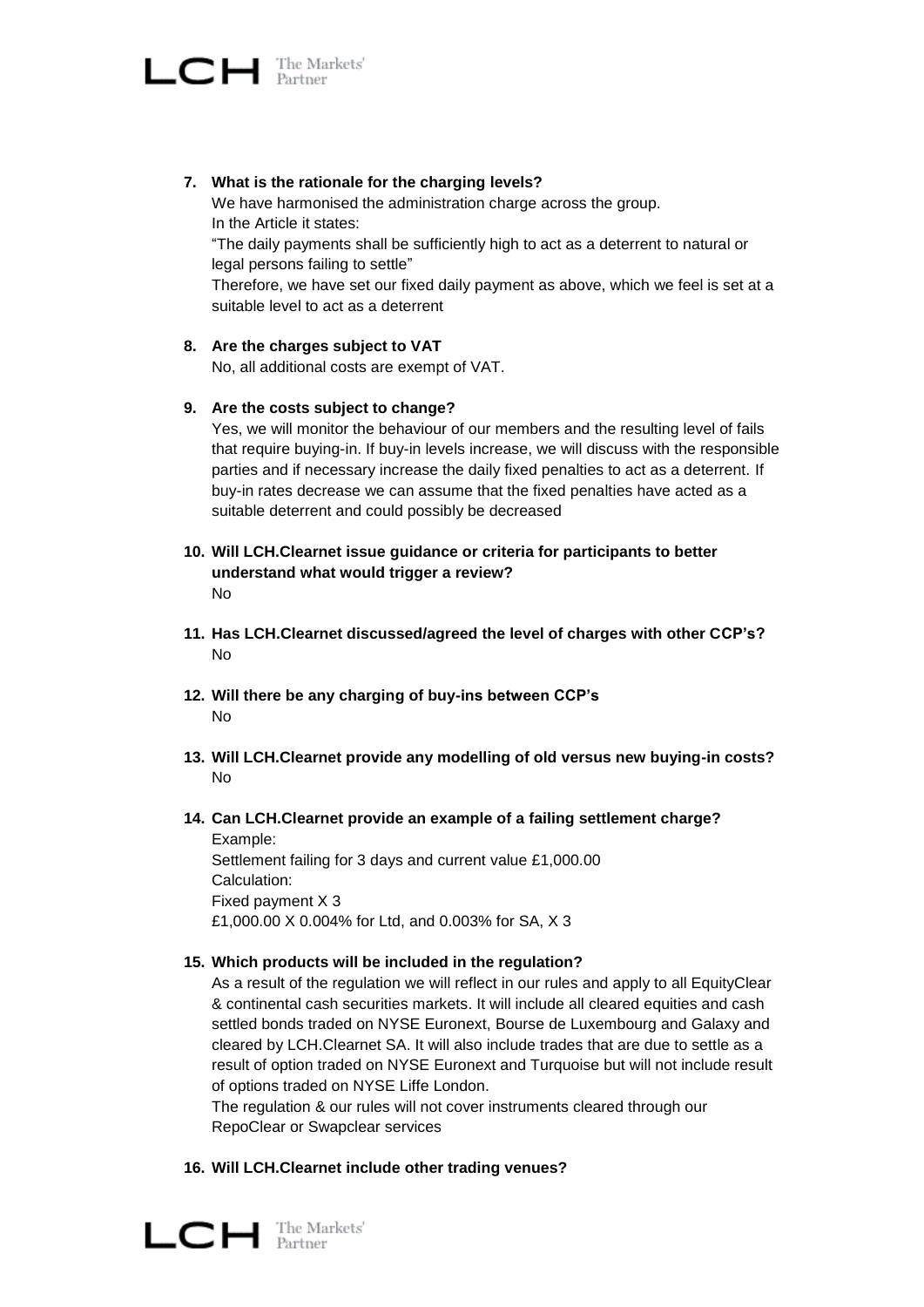7. **What is the rationale for the charging levels?**
   We have harmonised the administration charge across the group.
   In the Article it states:
   "The daily payments shall be sufficiently high to act as a deterrent to natural or legal persons failing to settle"
   Therefore, we have set our fixed daily payment as above, which we feel is set at a suitable level to act as a deterrent

8. **Are the charges subject to VAT**
   No, all additional costs are exempt of VAT.

9. **Are the costs subject to change?**
   Yes, we will monitor the behaviour of our members and the resulting level of fails that require buying-in. If buy-in levels increase, we will discuss with the responsible parties and if necessary increase the daily fixed penalties to act as a deterrent. If buy-in rates decrease we can assume that the fixed penalties have acted as a suitable deterrent and could possibly be decreased

10. **Will LCH.Clearnet issue guidance or criteria for participants to better understand what would trigger a review?**
    No

11. **Has LCH.Clearnet discussed/agreed the level of charges with other CCP's?**
    No

12. **Will there be any charging of buy-ins between CCP's**
    No

13. **Will LCH.Clearnet provide any modelling of old versus new buying-in costs?**
    No

14. **Can LCH.Clearnet provide an example of a failing settlement charge?**
    Example:
    Settlement failing for 3 days and current value £1,000.00
    Calculation:
    Fixed payment X 3
    £1,000.00 X 0.004% for Ltd, and 0.003% for SA, X 3

15. **Which products will be included in the regulation?**
    As a result of the regulation we will reflect in our rules and apply to all EquityClear & continental cash securities markets. It will include all cleared equities and cash settled bonds traded on NYSE Euronext, Bourse de Luxembourg and Galaxy and cleared by LCH.Clearnet SA. It will also include trades that are due to settle as a result of option traded on NYSE Euronext and Turquoise but will not include result of options traded on NYSE Liffe London.
    The regulation & our rules will not cover instruments cleared through our RepoClear or Swapclear services

16. **Will LCH.Clearnet include other trading venues?**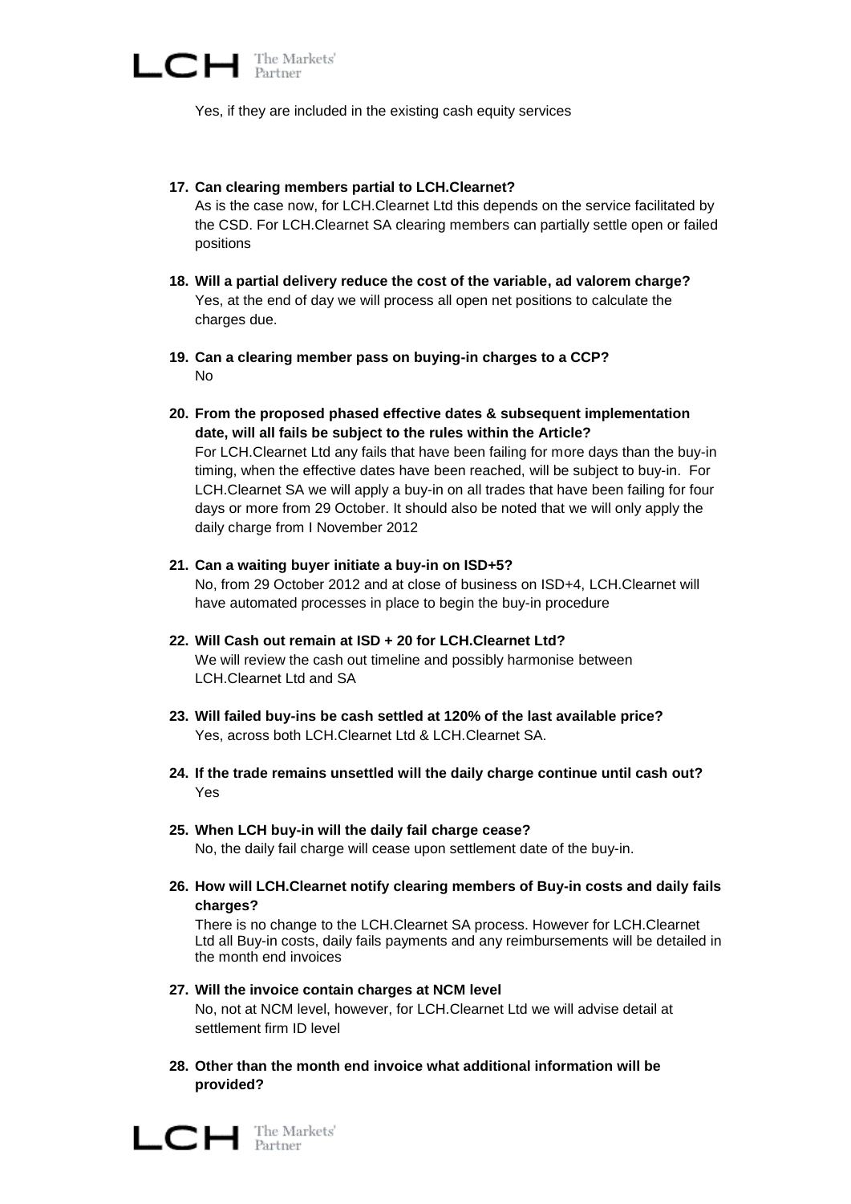Yes, if they are included in the existing cash equity services

17. **Can clearing members partial to LCH.Clearnet?**
    As is the case now, for LCH.Clearnet Ltd this depends on the service facilitated by the CSD. For LCH.Clearnet SA clearing members can partially settle open or failed positions

18. **Will a partial delivery reduce the cost of the variable, ad valorem charge?**
    Yes, at the end of day we will process all open net positions to calculate the charges due.

19. **Can a clearing member pass on buying-in charges to a CCP?**
    No

20. **From the proposed phased effective dates & subsequent implementation date, will all fails be subject to the rules within the Article?**
    For LCH.Clearnet Ltd any fails that have been failing for more days than the buy-in timing, when the effective dates have been reached, will be subject to buy-in. For LCH.Clearnet SA we will apply a buy-in on all trades that have been failing for four days or more from 29 October. It should also be noted that we will only apply the daily charge from I November 2012

21. **Can a waiting buyer initiate a buy-in on ISD+5?**
    No, from 29 October 2012 and at close of business on ISD+4, LCH.Clearnet will have automated processes in place to begin the buy-in procedure

22. **Will Cash out remain at ISD + 20 for LCH.Clearnet Ltd?**
    We will review the cash out timeline and possibly harmonise between LCH.Clearnet Ltd and SA

23. **Will failed buy-ins be cash settled at 120% of the last available price?**
    Yes, across both LCH.Clearnet Ltd & LCH.Clearnet SA.

24. **If the trade remains unsettled will the daily charge continue until cash out?**
    Yes

25. **When LCH buy-in will the daily fail charge cease?**
    No, the daily fail charge will cease upon settlement date of the buy-in.

26. **How will LCH.Clearnet notify clearing members of Buy-in costs and daily fails charges?**
    There is no change to the LCH.Clearnet SA process. However for LCH.Clearnet Ltd all Buy-in costs, daily fails payments and any reimbursements will be detailed in the month end invoices

27. **Will the invoice contain charges at NCM level**
    No, not at NCM level, however, for LCH.Clearnet Ltd we will advise detail at settlement firm ID level

28. **Other than the month end invoice what additional information will be provided?**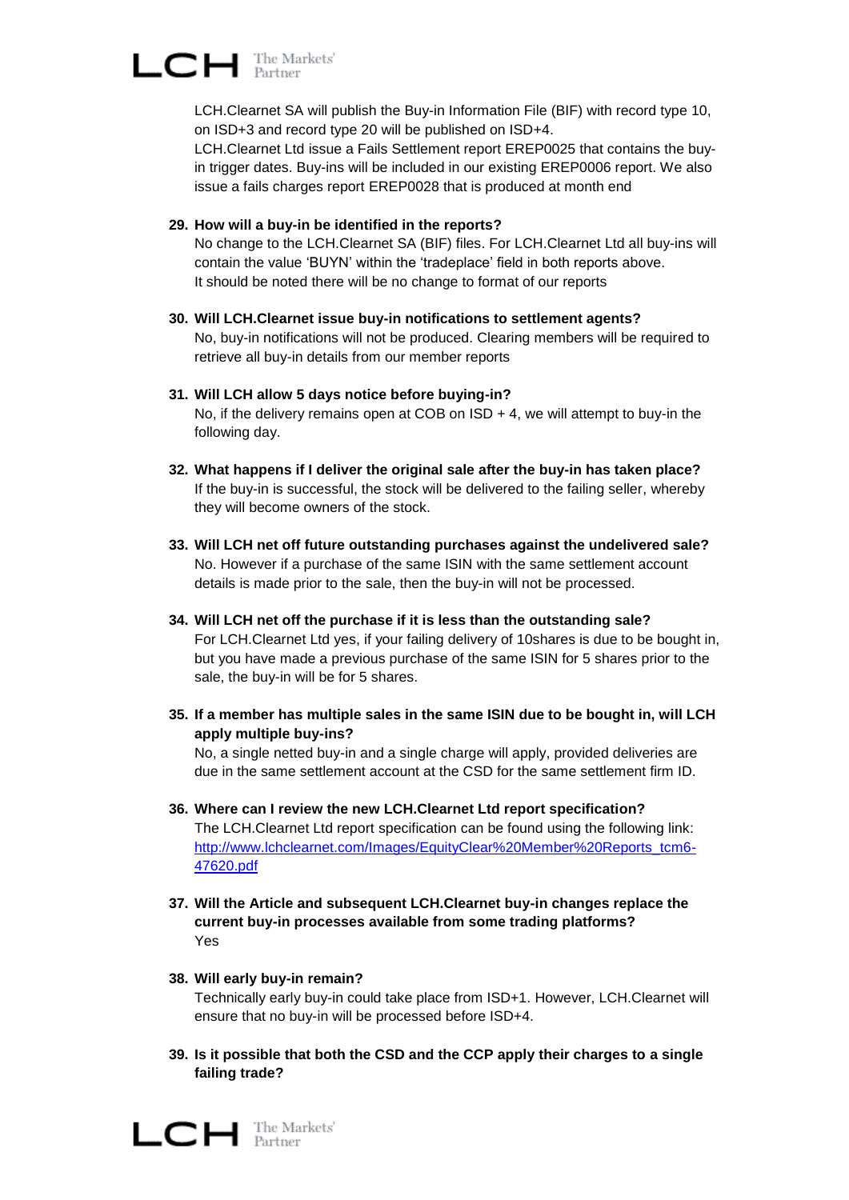LCH.Clearnet SA will publish the Buy-in Information File (BIF) with record type 10, on ISD+3 and record type 20 will be published on ISD+4.
LCH.Clearnet Ltd issue a Fails Settlement report EREP0025 that contains the buy-in trigger dates. Buy-ins will be included in our existing EREP0006 report. We also issue a fails charges report EREP0028 that is produced at month end

29. **How will a buy-in be identified in the reports?**
No change to the LCH.Clearnet SA (BIF) files. For LCH.Clearnet Ltd all buy-ins will contain the value 'BUYN' within the 'tradeplace' field in both reports above.
It should be noted there will be no change to format of our reports

30. **Will LCH.Clearnet issue buy-in notifications to settlement agents?**
No, buy-in notifications will not be produced. Clearing members will be required to retrieve all buy-in details from our member reports

31. **Will LCH allow 5 days notice before buying-in?**
No, if the delivery remains open at COB on ISD + 4, we will attempt to buy-in the following day.

32. **What happens if I deliver the original sale after the buy-in has taken place?**
If the buy-in is successful, the stock will be delivered to the failing seller, whereby they will become owners of the stock.

33. **Will LCH net off future outstanding purchases against the undelivered sale?**
No. However if a purchase of the same ISIN with the same settlement account details is made prior to the sale, then the buy-in will not be processed.

34. **Will LCH net off the purchase if it is less than the outstanding sale?**
For LCH.Clearnet Ltd yes, if your failing delivery of 10shares is due to be bought in, but you have made a previous purchase of the same ISIN for 5 shares prior to the sale, the buy-in will be for 5 shares.

35. **If a member has multiple sales in the same ISIN due to be bought in, will LCH apply multiple buy-ins?**
No, a single netted buy-in and a single charge will apply, provided deliveries are due in the same settlement account at the CSD for the same settlement firm ID.

36. **Where can I review the new LCH.Clearnet Ltd report specification?**
The LCH.Clearnet Ltd report specification can be found using the following link:
[http://www.lchclearnet.com/Images/EquityClear%20Member%20Reports_tcm6-47620.pdf](http://www.lchclearnet.com/Images/EquityClear%20Member%20Reports_tcm6-47620.pdf)

37. **Will the Article and subsequent LCH.Clearnet buy-in changes replace the current buy-in processes available from some trading platforms?**
Yes

38. **Will early buy-in remain?**
Technically early buy-in could take place from ISD+1. However, LCH.Clearnet will ensure that no buy-in will be processed before ISD+4.

39. **Is it possible that both the CSD and the CCP apply their charges to a single failing trade?**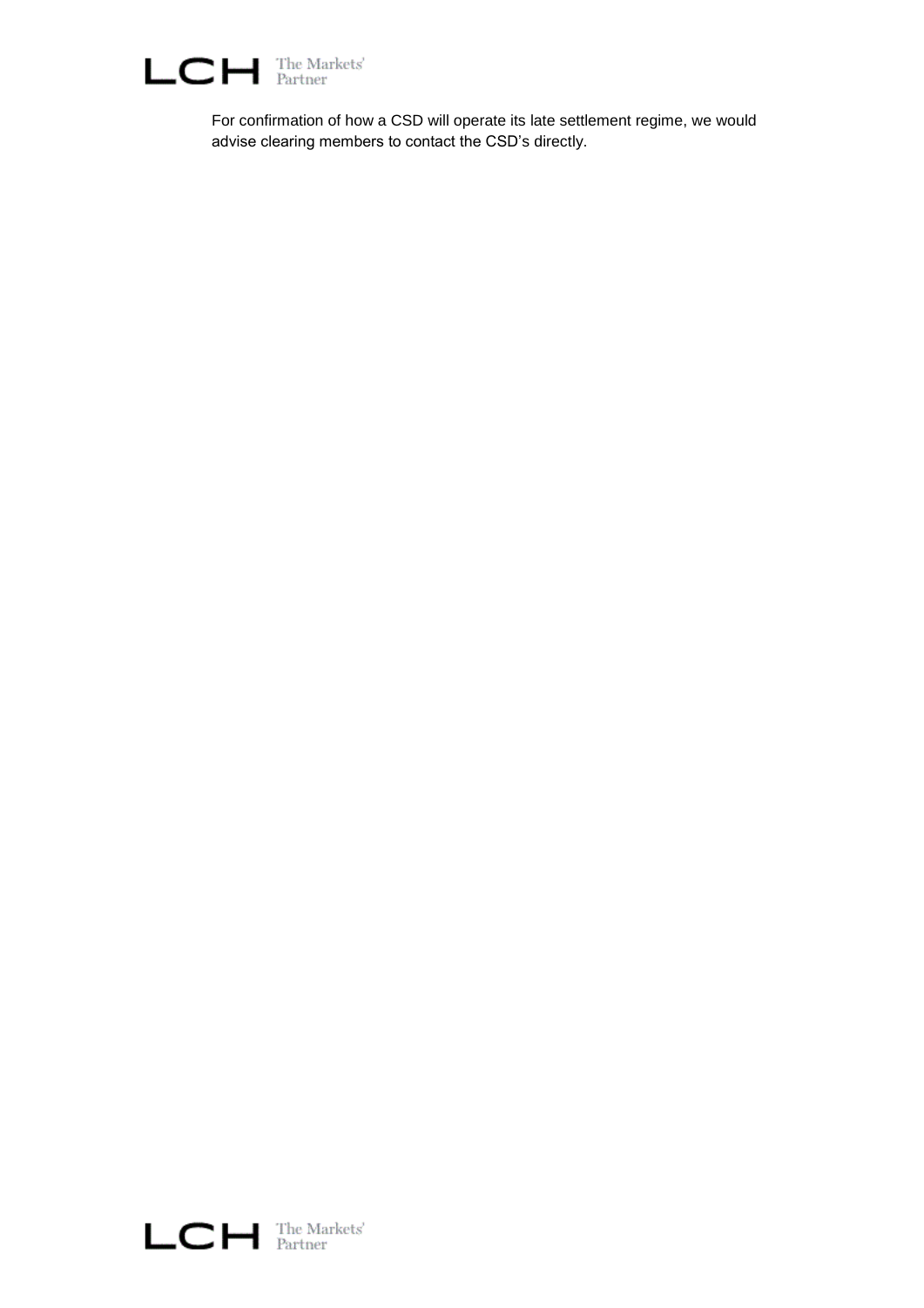For confirmation of how a CSD will operate its late settlement regime, we would advise clearing members to contact the CSD’s directly.